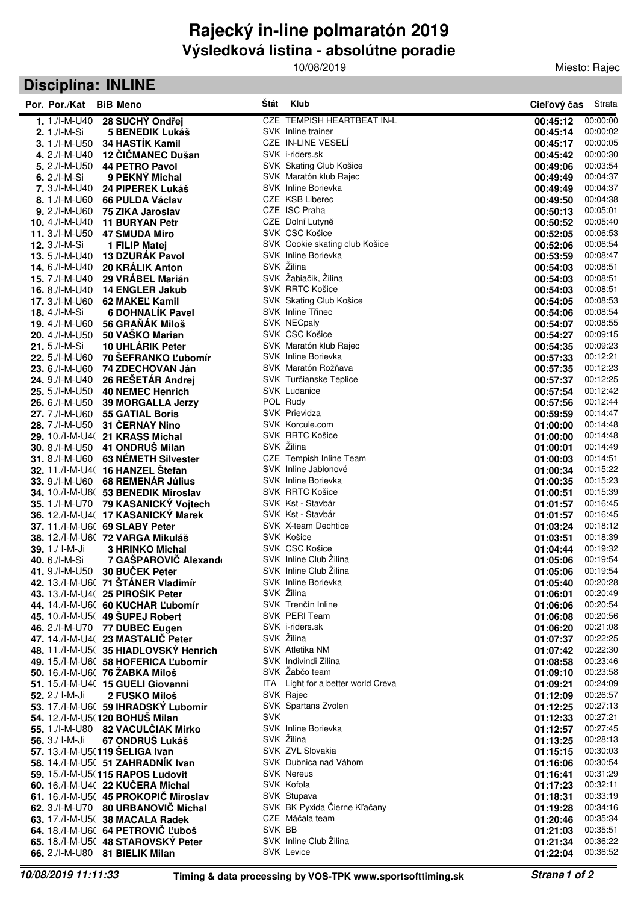# Rajecký in-line polmaratón 2019

## Výsledková listina - absolútne poradie

10/08/2019

Miesto: Rajec

## Disciplína: INLINE

| Por. | Por./Kat | BiB | Meno | Štát | Klub | Cieľový čas | Strata |
|---|---|---|---|---|---|---|---|
| 1. | 1./I-M-U40 | 28 | SUCHÝ Ondřej | CZE | TEMPISH HEARTBEAT IN-L | 00:45:12 | 00:00:00 |
| 2. | 1./I-M-Si | 5 | BENEDIK Lukáš | SVK | Inline trainer | 00:45:14 | 00:00:02 |
| 3. | 1./I-M-U50 | 34 | HASTÍK Kamil | CZE | IN-LINE VESELÍ | 00:45:17 | 00:00:05 |
| 4. | 2./I-M-U40 | 12 | ČIČMANEC Dušan | SVK | i-riders.sk | 00:45:42 | 00:00:30 |
| 5. | 2./I-M-U50 | 44 | PETRO Pavol | SVK | Skating Club Košice | 00:49:06 | 00:03:54 |
| 6. | 2./I-M-Si | 9 | PEKNÝ Michal | SVK | Maratón klub Rajec | 00:49:49 | 00:04:37 |
| 7. | 3./I-M-U40 | 24 | PIPEREK Lukáš | SVK | Inline Borievka | 00:49:49 | 00:04:37 |
| 8. | 1./I-M-U60 | 66 | PULDA Václav | CZE | KSB Liberec | 00:49:50 | 00:04:38 |
| 9. | 2./I-M-U60 | 75 | ZIKA Jaroslav | CZE | ISC Praha | 00:50:13 | 00:05:01 |
| 10. | 4./I-M-U40 | 11 | BURYAN Petr | CZE | Dolní Lutyně | 00:50:52 | 00:05:40 |
| 11. | 3./I-M-U50 | 47 | SMUDA Miro | SVK | CSC Košice | 00:52:05 | 00:06:53 |
| 12. | 3./I-M-Si | 1 | FILIP Matej | SVK | Cookie skating club Košice | 00:52:06 | 00:06:54 |
| 13. | 5./I-M-U40 | 13 | DZURÁK Pavol | SVK | Inline Borievka | 00:53:59 | 00:08:47 |
| 14. | 6./I-M-U40 | 20 | KRÁLIK Anton | SVK | Žilina | 00:54:03 | 00:08:51 |
| 15. | 7./I-M-U40 | 29 | VRÁBEL Marián | SVK | Žabiačik, Žilina | 00:54:03 | 00:08:51 |
| 16. | 8./I-M-U40 | 14 | ENGLER Jakub | SVK | RRTC Košice | 00:54:03 | 00:08:51 |
| 17. | 3./I-M-U60 | 62 | MAKEĽ Kamil | SVK | Skating Club Košice | 00:54:05 | 00:08:53 |
| 18. | 4./I-M-Si | 6 | DOHNALÍK Pavel | SVK | Inline Třinec | 00:54:06 | 00:08:54 |
| 19. | 4./I-M-U60 | 56 | GRAŇÁK Miloš | SVK | NECpaly | 00:54:07 | 00:08:55 |
| 20. | 4./I-M-U50 | 50 | VAŠKO Marian | SVK | CSC Košice | 00:54:27 | 00:09:15 |
| 21. | 5./I-M-Si | 10 | UHLÁRIK Peter | SVK | Maratón klub Rajec | 00:54:35 | 00:09:23 |
| 22. | 5./I-M-U60 | 70 | ŠEFRANKO Ľubomír | SVK | Inline Borievka | 00:57:33 | 00:12:21 |
| 23. | 6./I-M-U60 | 74 | ZDECHOVAN Ján | SVK | Maratón Rožňava | 00:57:35 | 00:12:23 |
| 24. | 9./I-M-U40 | 26 | REŠETÁR Andrej | SVK | Turčianske Teplice | 00:57:37 | 00:12:25 |
| 25. | 5./I-M-U50 | 40 | NEMEC Henrich | SVK | Ludanice | 00:57:54 | 00:12:42 |
| 26. | 6./I-M-U50 | 39 | MORGALLA Jerzy | POL | Rudy | 00:57:56 | 00:12:44 |
| 27. | 7./I-M-U60 | 55 | GATIAL Boris | SVK | Prievidza | 00:59:59 | 00:14:47 |
| 28. | 7./I-M-U50 | 31 | ČERNAY Nino | SVK | Korcule.com | 01:00:00 | 00:14:48 |
| 29. | 10./I-M-U4( | 21 | KRASS Michal | SVK | RRTC Košice | 01:00:00 | 00:14:48 |
| 30. | 8./I-M-U50 | 41 | ONDRUŠ Milan | SVK | Žilina | 01:00:01 | 00:14:49 |
| 31. | 8./I-M-U60 | 63 | NÉMETH Silvester | CZE | Tempish Inline Team | 01:00:03 | 00:14:51 |
| 32. | 11./I-M-U4( | 16 | HANZEL Štefan | SVK | Inline Jablonové | 01:00:34 | 00:15:22 |
| 33. | 9./I-M-U60 | 68 | REMENÁR Július | SVK | Inline Borievka | 01:00:35 | 00:15:23 |
| 34. | 10./I-M-U6( | 53 | BENEDIK Miroslav | SVK | RRTC Košice | 01:00:51 | 00:15:39 |
| 35. | 1./I-M-U70 | 79 | KASANICKÝ Vojtech | SVK | Kst - Stavbár | 01:01:57 | 00:16:45 |
| 36. | 12./I-M-U4( | 17 | KASANICKÝ Marek | SVK | Kst - Stavbár | 01:01:57 | 00:16:45 |
| 37. | 11./I-M-U6( | 69 | SLABY Peter | SVK | X-team Dechtice | 01:03:24 | 00:18:12 |
| 38. | 12./I-M-U6( | 72 | VARGA Mikuláš | SVK | Košice | 01:03:51 | 00:18:39 |
| 39. | 1./ I-M-Ji | 3 | HRINKO Michal | SVK | CSC Košice | 01:04:44 | 00:19:32 |
| 40. | 6./I-M-Si | 7 | GAŠPAROVIČ Alexand | SVK | Inline Club Žilina | 01:05:06 | 00:19:54 |
| 41. | 9./I-M-U50 | 30 | BUČEK Peter | SVK | Inline Club Žilina | 01:05:06 | 00:19:54 |
| 42. | 13./I-M-U6( | 71 | ŠTÁNER Vladimír | SVK | Inline Borievka | 01:05:40 | 00:20:28 |
| 43. | 13./I-M-U4( | 25 | PIROŠÍK Peter | SVK | Žilina | 01:06:01 | 00:20:49 |
| 44. | 14./I-M-U6( | 60 | KUCHAR Ľubomír | SVK | Trenčín Inline | 01:06:06 | 00:20:54 |
| 45. | 10./I-M-U5( | 49 | ŠUPEJ Robert | SVK | PERI Team | 01:06:08 | 00:20:56 |
| 46. | 2./I-M-U70 | 77 | DUBEC Eugen | SVK | i-riders.sk | 01:06:20 | 00:21:08 |
| 47. | 14./I-M-U4( | 23 | MASTALIČ Peter | SVK | Žilina | 01:07:37 | 00:22:25 |
| 48. | 11./I-M-U5( | 35 | HIADLOVSKÝ Henrich | SVK | Atletika NM | 01:07:42 | 00:22:30 |
| 49. | 15./I-M-U6( | 58 | HOFERICA Ľubomír | SVK | Indivindi Zilina | 01:08:58 | 00:23:46 |
| 50. | 16./I-M-U6( | 76 | ŽABKA Miloš | SVK | Žabčo team | 01:09:10 | 00:23:58 |
| 51. | 15./I-M-U4( | 15 | GUELI Giovanni | ITA | Light for a better world Creval | 01:09:21 | 00:24:09 |
| 52. | 2./ I-M-Ji | 2 | FUSKO Miloš | SVK | Rajec | 01:12:09 | 00:26:57 |
| 53. | 17./I-M-U6( | 59 | IHRADSKÝ Lubomír | SVK | Spartans Zvolen | 01:12:25 | 00:27:13 |
| 54. | 12./I-M-U5( | 120 | BOHUŠ Milan | SVK | | 01:12:33 | 00:27:21 |
| 55. | 1./I-M-U80 | 82 | VACULČIAK Mirko | SVK | Inline Borievka | 01:12:57 | 00:27:45 |
| 56. | 3./ I-M-Ji | 67 | ONDRUŠ Lukáš | SVK | Žilina | 01:13:25 | 00:28:13 |
| 57. | 13./I-M-U5( | 119 | ŠELIGA Ivan | SVK | ZVL Slovakia | 01:15:15 | 00:30:03 |
| 58. | 14./I-M-U5( | 51 | ZAHRADNÍK Ivan | SVK | Dubnica nad Váhom | 01:16:06 | 00:30:54 |
| 59. | 15./I-M-U5( | 115 | RAPOS Ludovit | SVK | Nereus | 01:16:41 | 00:31:29 |
| 60. | 16./I-M-U4( | 22 | KUČERA Michal | SVK | Kofola | 01:17:23 | 00:32:11 |
| 61. | 16./I-M-U5( | 45 | PROKOPIČ Miroslav | SVK | Stupava | 01:18:31 | 00:33:19 |
| 62. | 3./I-M-U70 | 80 | URBANOVIČ Michal | SVK | BK Pyxida Čierne Kľačany | 01:19:28 | 00:34:16 |
| 63. | 17./I-M-U5( | 38 | MACALA Radek | CZE | Máčala team | 01:20:46 | 00:35:34 |
| 64. | 18./I-M-U6( | 64 | PETROVIČ Ľuboš | SVK | BB | 01:21:03 | 00:35:51 |
| 65. | 18./I-M-U5( | 48 | STAROVSKÝ Peter | SVK | Inline Club Žilina | 01:21:34 | 00:36:22 |
| 66. | 2./I-M-U80 | 81 | BIELIK Milan | SVK | Levice | 01:22:04 | 00:36:52 |

*10/08/2019 11:11:33* Timing & data processing by VOS-TPK www.sportsofttiming.sk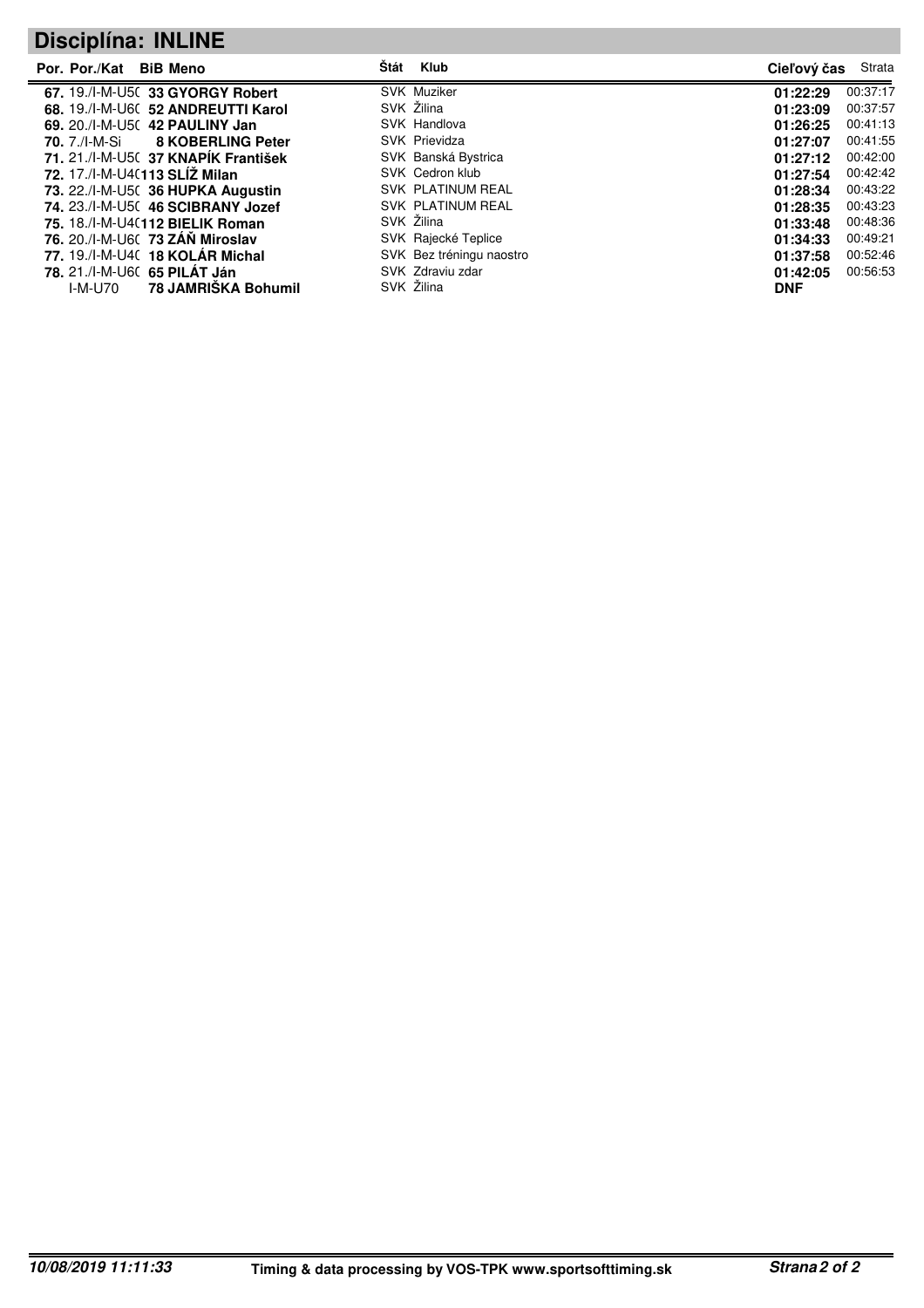## Disciplína: INLINE

| Por. | Por./Kat | BiB | Meno | Štát | Klub | Cieľový čas | Strata |
|---|---|---|---|---|---|---|---|
| **67.** | 19./I-M-U5( | **33** | **GYORGY Robert** | SVK | Muziker | **01:22:29** | 00:37:17 |
| **68.** | 19./I-M-U6( | **52** | **ANDREUTTI Karol** | SVK | Žilina | **01:23:09** | 00:37:57 |
| **69.** | 20./I-M-U5( | **42** | **PAULINY Jan** | SVK | Handlova | **01:26:25** | 00:41:13 |
| **70.** | 7./I-M-Si | **8** | **KOBERLING Peter** | SVK | Prievidza | **01:27:07** | 00:41:55 |
| **71.** | 21./I-M-U5( | **37** | **KNAPÍK František** | SVK | Banská Bystrica | **01:27:12** | 00:42:00 |
| **72.** | 17./I-M-U4( | **113** | **SLÍŽ Milan** | SVK | Cedron klub | **01:27:54** | 00:42:42 |
| **73.** | 22./I-M-U5( | **36** | **HUPKA Augustin** | SVK | PLATINUM REAL | **01:28:34** | 00:43:22 |
| **74.** | 23./I-M-U5( | **46** | **SCIBRANY Jozef** | SVK | PLATINUM REAL | **01:28:35** | 00:43:23 |
| **75.** | 18./I-M-U4( | **112** | **BIELIK Roman** | SVK | Žilina | **01:33:48** | 00:48:36 |
| **76.** | 20./I-M-U6( | **73** | **ZÁŇ Miroslav** | SVK | Rajecké Teplice | **01:34:33** | 00:49:21 |
| **77.** | 19./I-M-U4( | **18** | **KOLÁR Michal** | SVK | Bez tréningu naostro | **01:37:58** | 00:52:46 |
| **78.** | 21./I-M-U6( | **65** | **PILÁT Ján** | SVK | Zdraviu zdar | **01:42:05** | 00:56:53 |
| | I-M-U70 | **78** | **JAMRIŠKA Bohumil** | SVK | Žilina | **DNF** | |

*10/08/2019 11:11:33* **Timing & data processing by VOS-TPK www.sportsofttiming.sk**